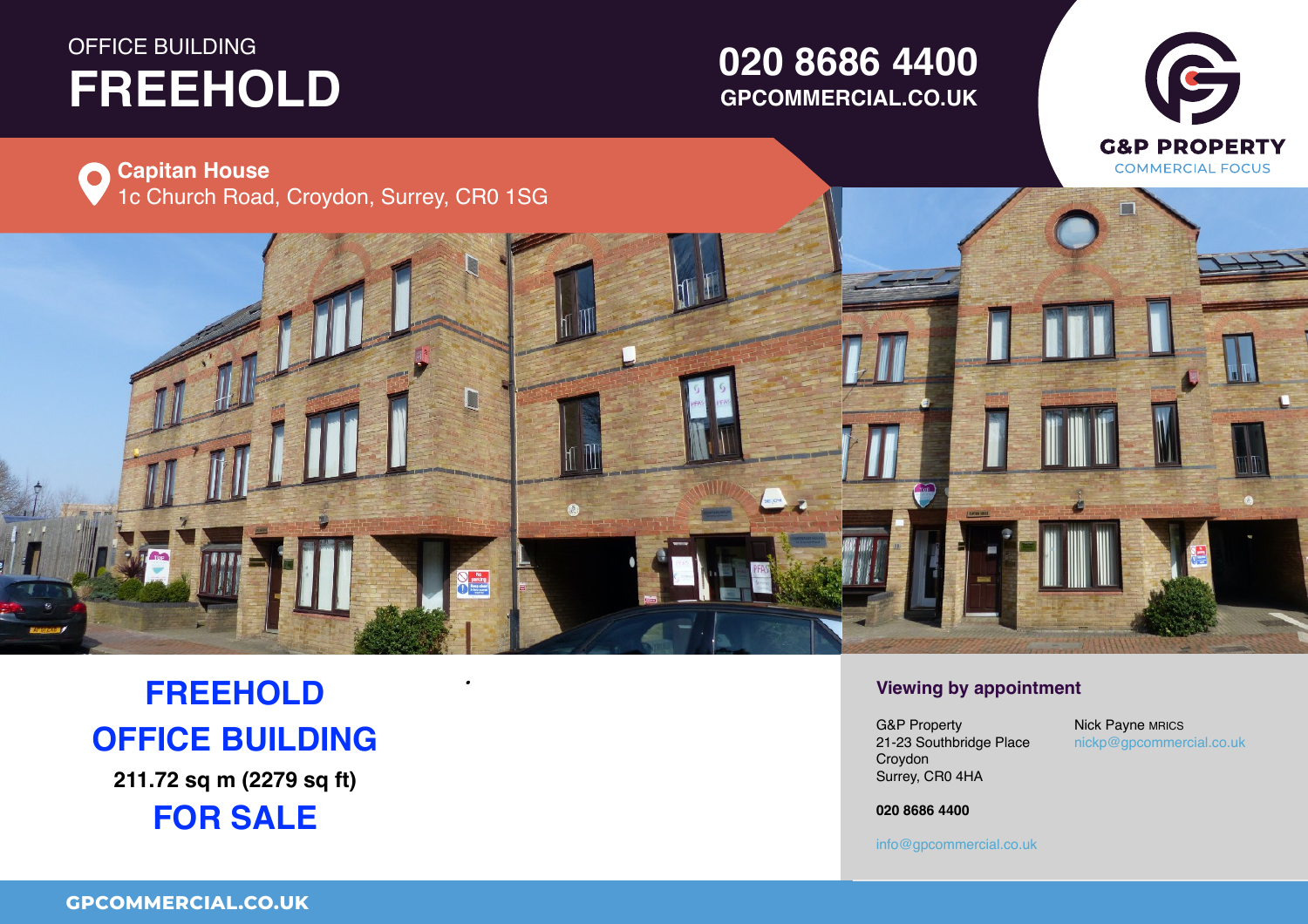OFFICE BUILDING

# FREEHOLD

**020 8686 4400**
**GPCOMMERCIAL.CO.UK**

G&P PROPERTY
COMMERCIAL FOCUS

**Capitan House**
1c Church Road, Croydon, Surrey, CR0 1SG

## FREEHOLD
## OFFICE BUILDING

**211.72 sq m (2279 sq ft)**

## FOR SALE

### Viewing by appointment

G&P Property
21-23 Southbridge Place
Croydon
Surrey, CR0 4HA

Nick Payne MRICS
nickp@gpcommercial.co.uk

**020 8686 4400**

info@gpcommercial.co.uk

**GPCOMMERCIAL.CO.UK**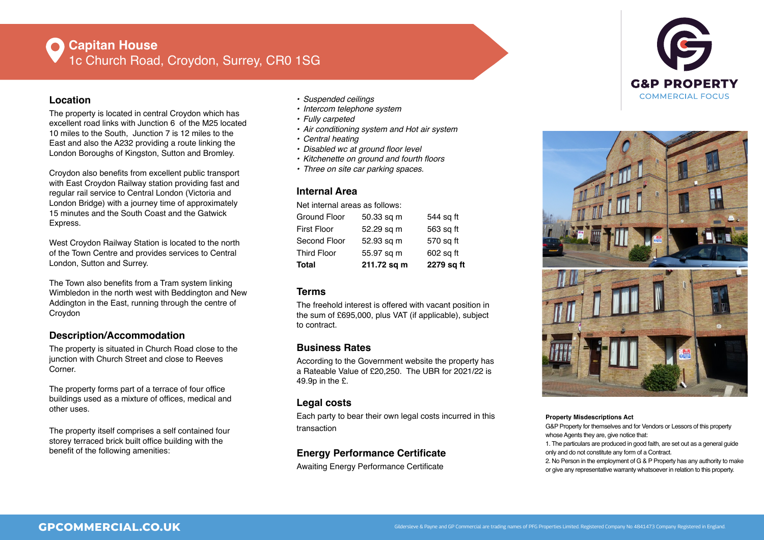# Capitan House

1c Church Road, Croydon, Surrey, CR0 1SG

G&P PROPERTY
COMMERCIAL FOCUS

## Location

The property is located in central Croydon which has excellent road links with Junction 6 of the M25 located 10 miles to the South, Junction 7 is 12 miles to the East and also the A232 providing a route linking the London Boroughs of Kingston, Sutton and Bromley.

Croydon also benefits from excellent public transport with East Croydon Railway station providing fast and regular rail service to Central London (Victoria and London Bridge) with a journey time of approximately 15 minutes and the South Coast and the Gatwick Express.

West Croydon Railway Station is located to the north of the Town Centre and provides services to Central London, Sutton and Surrey.

The Town also benefits from a Tram system linking Wimbledon in the north west with Beddington and New Addington in the East, running through the centre of Croydon

## Description/Accommodation

The property is situated in Church Road close to the junction with Church Street and close to Reeves Corner.

The property forms part of a terrace of four office buildings used as a mixture of offices, medical and other uses.

The property itself comprises a self contained four storey terraced brick built office building with the benefit of the following amenities:

- *Suspended ceilings*
- *Intercom telephone system*
- *Fully carpeted*
- *Air conditioning system and Hot air system*
- *Central heating*
- *Disabled wc at ground floor level*
- *Kitchenette on ground and fourth floors*
- *Three on site car parking spaces.*

## Internal Area

Net internal areas as follows:

| | | |
|---|---|---|
| Ground Floor | 50.33 sq m | 544 sq ft |
| First Floor | 52.29 sq m | 563 sq ft |
| Second Floor | 52.93 sq m | 570 sq ft |
| Third Floor | 55.97 sq m | 602 sq ft |
| **Total** | **211.72 sq m** | **2279 sq ft** |

## Terms

The freehold interest is offered with vacant position in the sum of £695,000, plus VAT (if applicable), subject to contract.

## Business Rates

According to the Government website the property has a Rateable Value of £20,250. The UBR for 2021/22 is 49.9p in the £.

## Legal costs

Each party to bear their own legal costs incurred in this transaction

## Energy Performance Certificate

Awaiting Energy Performance Certificate

**Property Misdescriptions Act**

G&P Property for themselves and for Vendors or Lessors of this property whose Agents they are, give notice that:

1. The particulars are produced in good faith, are set out as a general guide only and do not constitute any form of a Contract.
2. No Person in the employment of G & P Property has any authority to make or give any representative warranty whatsoever in relation to this property.

GPCOMMERCIAL.CO.UK

Gildersleve & Payne and GP Commercial are trading names of PFG Properties Limited. Registered Company No 4841473 Company Registered in England.